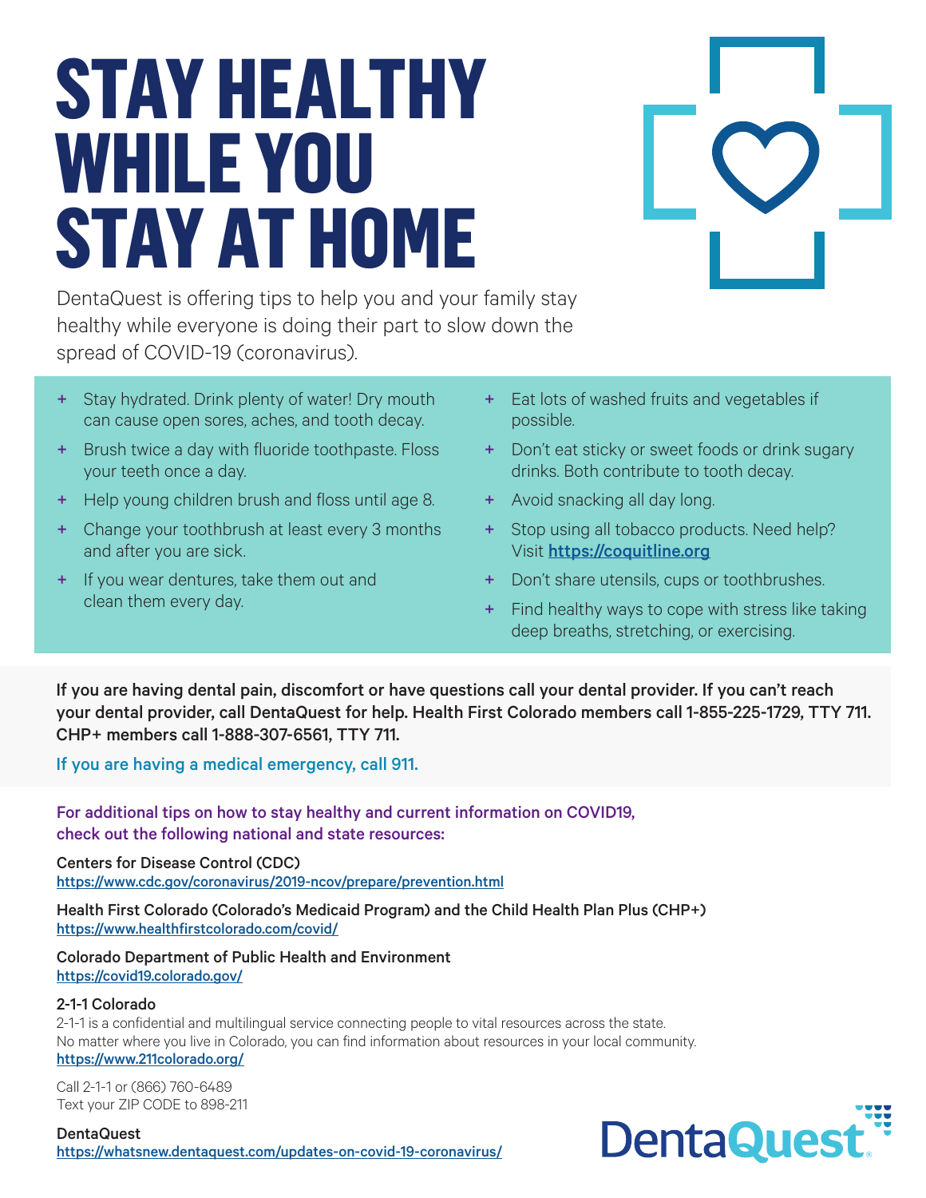# STAY HEALTHY WHILE YOU STAY AT HOME

DentaQuest is offering tips to help you and your family stay healthy while everyone is doing their part to slow down the spread of COVID-19 (coronavirus).

- Stay hydrated. Drink plenty of water! Dry mouth can cause open sores, aches, and tooth decay.
- Brush twice a day with fluoride toothpaste. Floss your teeth once a day.
- Help young children brush and floss until age 8.
- Change your toothbrush at least every 3 months and after you are sick.
- If you wear dentures, take them out and clean them every day.
- Eat lots of washed fruits and vegetables if possible.
- Don't eat sticky or sweet foods or drink sugary drinks. Both contribute to tooth decay.
- Avoid snacking all day long.
- Stop using all tobacco products. Need help? Visit **https://coquitline.org**
- Don't share utensils, cups or toothbrushes.
- Find healthy ways to cope with stress like taking deep breaths, stretching, or exercising.

**If you are having dental pain, discomfort or have questions call your dental provider. If you can't reach your dental provider, call DentaQuest for help. Health First Colorado members call 1-855-225-1729, TTY 711. CHP+ members call 1-888-307-6561, TTY 711.**

If you are having a medical emergency, call 911.

For additional tips on how to stay healthy and current information on COVID19, check out the following national and state resources:

Centers for Disease Control (CDC)
https://www.cdc.gov/coronavirus/2019-ncov/prepare/prevention.html

Health First Colorado (Colorado's Medicaid Program) and the Child Health Plan Plus (CHP+)
https://www.healthfirstcolorado.com/covid/

Colorado Department of Public Health and Environment
https://covid19.colorado.gov/

**2-1-1 Colorado**
2-1-1 is a confidential and multilingual service connecting people to vital resources across the state. No matter where you live in Colorado, you can find information about resources in your local community.
https://www.211colorado.org/

Call 2-1-1 or (866) 760-6489
Text your ZIP CODE to 898-211

DentaQuest
https://whatsnew.dentaquest.com/updates-on-covid-19-coronavirus/

DentaQuest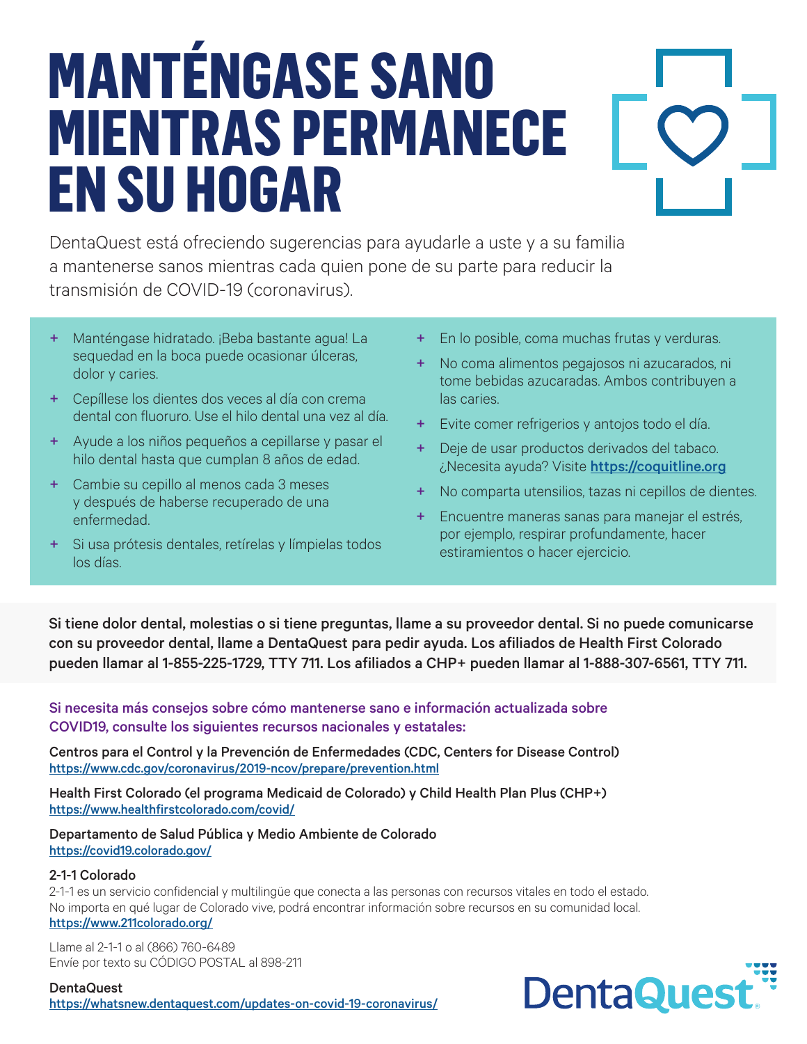# MANTÉNGASE SANO MIENTRAS PERMANECE EN SU HOGAR

DentaQuest está ofreciendo sugerencias para ayudarle a uste y a su familia a mantenerse sanos mientras cada quien pone de su parte para reducir la transmisión de COVID-19 (coronavirus).

- Manténgase hidratado. ¡Beba bastante agua! La sequedad en la boca puede ocasionar úlceras, dolor y caries.
- Cepíllese los dientes dos veces al día con crema dental con fluoruro. Use el hilo dental una vez al día.
- Ayude a los niños pequeños a cepillarse y pasar el hilo dental hasta que cumplan 8 años de edad.
- Cambie su cepillo al menos cada 3 meses y después de haberse recuperado de una enfermedad.
- Si usa prótesis dentales, retírelas y límpielas todos los días.
- En lo posible, coma muchas frutas y verduras.
- No coma alimentos pegajosos ni azucarados, ni tome bebidas azucaradas. Ambos contribuyen a las caries.
- Evite comer refrigerios y antojos todo el día.
- Deje de usar productos derivados del tabaco. ¿Necesita ayuda? Visite **https://coquitline.org**
- No comparta utensilios, tazas ni cepillos de dientes.
- Encuentre maneras sanas para manejar el estrés, por ejemplo, respirar profundamente, hacer estiramientos o hacer ejercicio.

**Si tiene dolor dental, molestias o si tiene preguntas, llame a su proveedor dental. Si no puede comunicarse con su proveedor dental, llame a DentaQuest para pedir ayuda. Los afiliados de Health First Colorado pueden llamar al 1-855-225-1729, TTY 711. Los afiliados a CHP+ pueden llamar al 1-888-307-6561, TTY 711.**

**Si necesita más consejos sobre cómo mantenerse sano e información actualizada sobre COVID19, consulte los siguientes recursos nacionales y estatales:**

Centros para el Control y la Prevención de Enfermedades (CDC, Centers for Disease Control)
https://www.cdc.gov/coronavirus/2019-ncov/prepare/prevention.html

Health First Colorado (el programa Medicaid de Colorado) y Child Health Plan Plus (CHP+)
https://www.healthfirstcolorado.com/covid/

Departamento de Salud Pública y Medio Ambiente de Colorado
https://covid19.colorado.gov/

**2-1-1 Colorado**
2-1-1 es un servicio confidencial y multilingüe que conecta a las personas con recursos vitales en todo el estado. No importa en qué lugar de Colorado vive, podrá encontrar información sobre recursos en su comunidad local.
https://www.211colorado.org/

Llame al 2-1-1 o al (866) 760-6489
Envíe por texto su CÓDIGO POSTAL al 898-211

**DentaQuest**
https://whatsnew.dentaquest.com/updates-on-covid-19-coronavirus/

DentaQuest